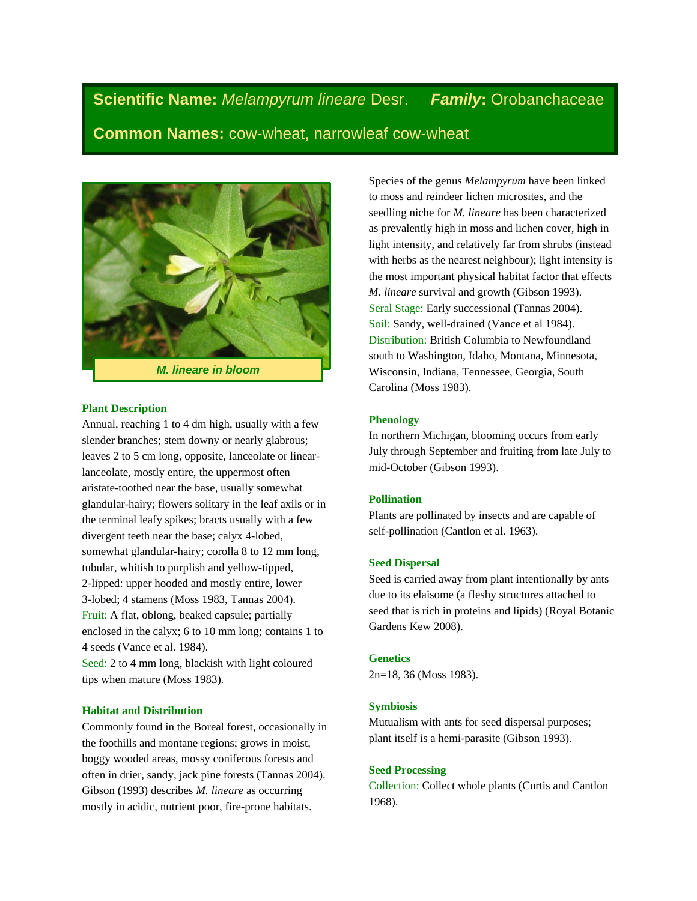**Scientific Name:** *Melampyrum lineare* Desr. ***Family*:** Orobanchaceae

**Common Names:** cow-wheat, narrowleaf cow-wheat

***M. lineare* in bloom**

## Plant Description

Annual, reaching 1 to 4 dm high, usually with a few slender branches; stem downy or nearly glabrous; leaves 2 to 5 cm long, opposite, lanceolate or linear-lanceolate, mostly entire, the uppermost often aristate-toothed near the base, usually somewhat glandular-hairy; flowers solitary in the leaf axils or in the terminal leafy spikes; bracts usually with a few divergent teeth near the base; calyx 4-lobed, somewhat glandular-hairy; corolla 8 to 12 mm long, tubular, whitish to purplish and yellow-tipped, 2-lipped: upper hooded and mostly entire, lower 3-lobed; 4 stamens (Moss 1983, Tannas 2004).

Fruit: A flat, oblong, beaked capsule; partially enclosed in the calyx; 6 to 10 mm long; contains 1 to 4 seeds (Vance et al. 1984).

Seed: 2 to 4 mm long, blackish with light coloured tips when mature (Moss 1983).

## Habitat and Distribution

Commonly found in the Boreal forest, occasionally in the foothills and montane regions; grows in moist, boggy wooded areas, mossy coniferous forests and often in drier, sandy, jack pine forests (Tannas 2004). Gibson (1993) describes *M. lineare* as occurring mostly in acidic, nutrient poor, fire-prone habitats.

Species of the genus *Melampyrum* have been linked to moss and reindeer lichen microsites, and the seedling niche for *M. lineare* has been characterized as prevalently high in moss and lichen cover, high in light intensity, and relatively far from shrubs (instead with herbs as the nearest neighbour); light intensity is the most important physical habitat factor that effects *M. lineare* survival and growth (Gibson 1993).

Seral Stage: Early successional (Tannas 2004).

Soil: Sandy, well-drained (Vance et al 1984).

Distribution: British Columbia to Newfoundland south to Washington, Idaho, Montana, Minnesota, Wisconsin, Indiana, Tennessee, Georgia, South Carolina (Moss 1983).

## Phenology

In northern Michigan, blooming occurs from early July through September and fruiting from late July to mid-October (Gibson 1993).

## Pollination

Plants are pollinated by insects and are capable of self-pollination (Cantlon et al. 1963).

## Seed Dispersal

Seed is carried away from plant intentionally by ants due to its elaisome (a fleshy structures attached to seed that is rich in proteins and lipids) (Royal Botanic Gardens Kew 2008).

## Genetics

2n=18, 36 (Moss 1983).

## Symbiosis

Mutualism with ants for seed dispersal purposes; plant itself is a hemi-parasite (Gibson 1993).

## Seed Processing

Collection: Collect whole plants (Curtis and Cantlon 1968).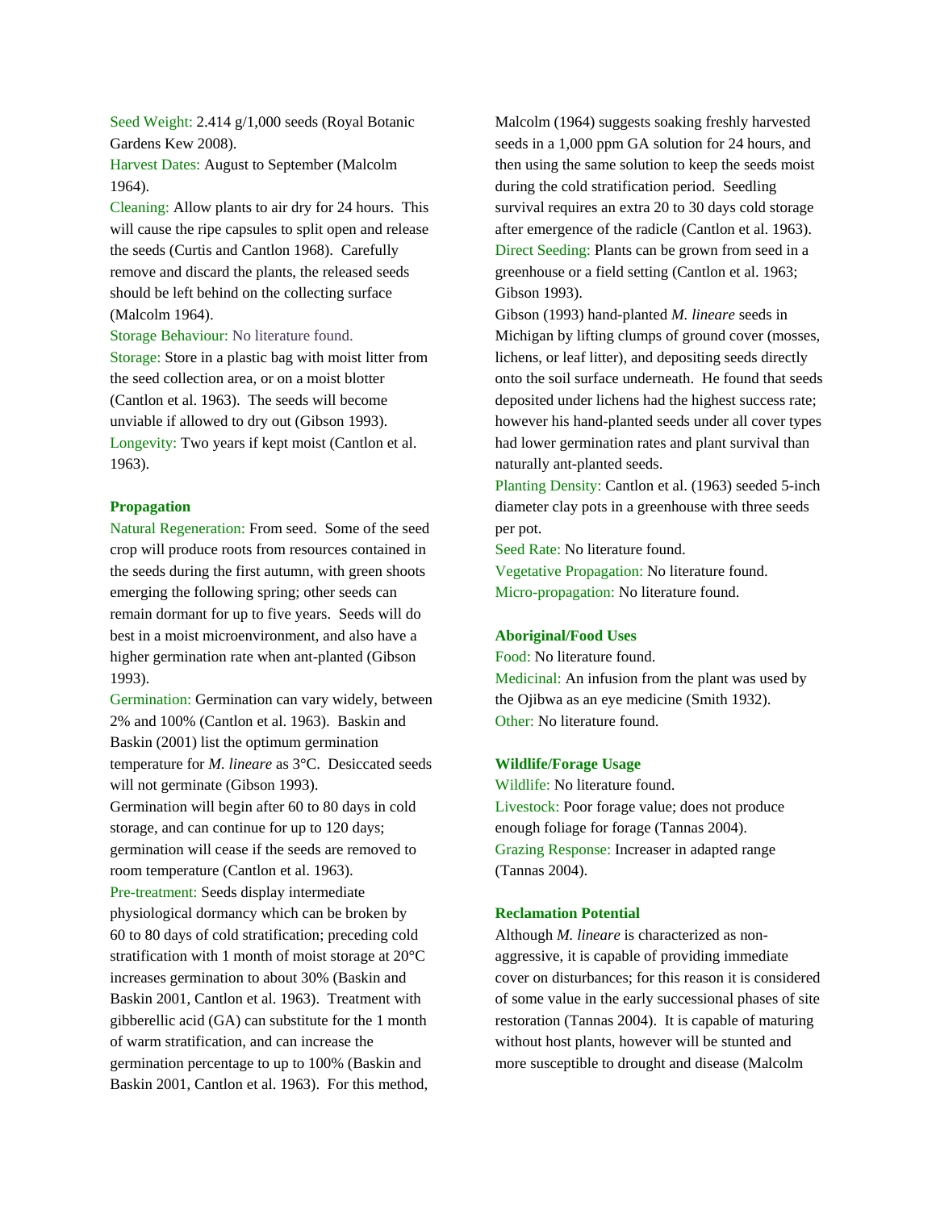Seed Weight: 2.414 g/1,000 seeds (Royal Botanic Gardens Kew 2008).

Harvest Dates: August to September (Malcolm 1964).

Cleaning: Allow plants to air dry for 24 hours. This will cause the ripe capsules to split open and release the seeds (Curtis and Cantlon 1968). Carefully remove and discard the plants, the released seeds should be left behind on the collecting surface (Malcolm 1964).

Storage Behaviour: No literature found.

Storage: Store in a plastic bag with moist litter from the seed collection area, or on a moist blotter (Cantlon et al. 1963). The seeds will become unviable if allowed to dry out (Gibson 1993).

Longevity: Two years if kept moist (Cantlon et al. 1963).

## Propagation

Natural Regeneration: From seed. Some of the seed crop will produce roots from resources contained in the seeds during the first autumn, with green shoots emerging the following spring; other seeds can remain dormant for up to five years. Seeds will do best in a moist microenvironment, and also have a higher germination rate when ant-planted (Gibson 1993).

Germination: Germination can vary widely, between 2% and 100% (Cantlon et al. 1963). Baskin and Baskin (2001) list the optimum germination temperature for *M. lineare* as 3°C. Desiccated seeds will not germinate (Gibson 1993).

Germination will begin after 60 to 80 days in cold storage, and can continue for up to 120 days; germination will cease if the seeds are removed to room temperature (Cantlon et al. 1963).

Pre-treatment: Seeds display intermediate physiological dormancy which can be broken by 60 to 80 days of cold stratification; preceding cold stratification with 1 month of moist storage at 20°C increases germination to about 30% (Baskin and Baskin 2001, Cantlon et al. 1963). Treatment with gibberellic acid (GA) can substitute for the 1 month of warm stratification, and can increase the germination percentage to up to 100% (Baskin and Baskin 2001, Cantlon et al. 1963). For this method, Malcolm (1964) suggests soaking freshly harvested seeds in a 1,000 ppm GA solution for 24 hours, and then using the same solution to keep the seeds moist during the cold stratification period. Seedling survival requires an extra 20 to 30 days cold storage after emergence of the radicle (Cantlon et al. 1963).

Direct Seeding: Plants can be grown from seed in a greenhouse or a field setting (Cantlon et al. 1963; Gibson 1993).

Gibson (1993) hand-planted *M. lineare* seeds in Michigan by lifting clumps of ground cover (mosses, lichens, or leaf litter), and depositing seeds directly onto the soil surface underneath. He found that seeds deposited under lichens had the highest success rate; however his hand-planted seeds under all cover types had lower germination rates and plant survival than naturally ant-planted seeds.

Planting Density: Cantlon et al. (1963) seeded 5-inch diameter clay pots in a greenhouse with three seeds per pot.

Seed Rate: No literature found.

Vegetative Propagation: No literature found.

Micro-propagation: No literature found.

## Aboriginal/Food Uses

Food: No literature found.

Medicinal: An infusion from the plant was used by the Ojibwa as an eye medicine (Smith 1932).

Other: No literature found.

## Wildlife/Forage Usage

Wildlife: No literature found.

Livestock: Poor forage value; does not produce enough foliage for forage (Tannas 2004).

Grazing Response: Increaser in adapted range (Tannas 2004).

## Reclamation Potential

Although *M. lineare* is characterized as non-aggressive, it is capable of providing immediate cover on disturbances; for this reason it is considered of some value in the early successional phases of site restoration (Tannas 2004). It is capable of maturing without host plants, however will be stunted and more susceptible to drought and disease (Malcolm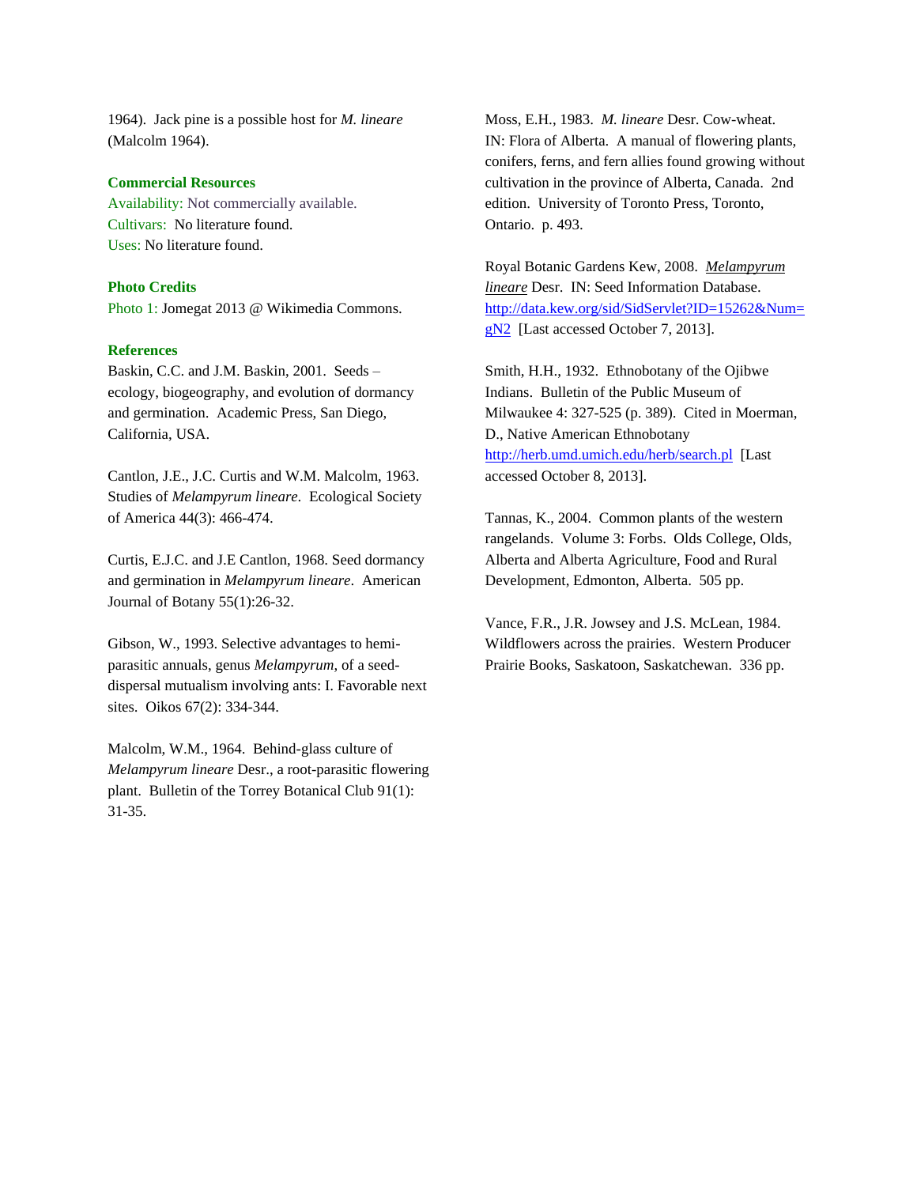1964). Jack pine is a possible host for *M. lineare* (Malcolm 1964).

## Commercial Resources

Availability: Not commercially available.
Cultivars: No literature found.
Uses: No literature found.

## Photo Credits

Photo 1: Jomegat 2013 @ Wikimedia Commons.

## References

Baskin, C.C. and J.M. Baskin, 2001. Seeds – ecology, biogeography, and evolution of dormancy and germination. Academic Press, San Diego, California, USA.

Cantlon, J.E., J.C. Curtis and W.M. Malcolm, 1963. Studies of *Melampyrum lineare*. Ecological Society of America 44(3): 466-474.

Curtis, E.J.C. and J.E Cantlon, 1968. Seed dormancy and germination in *Melampyrum lineare*. American Journal of Botany 55(1):26-32.

Gibson, W., 1993. Selective advantages to hemi-parasitic annuals, genus *Melampyrum*, of a seed-dispersal mutualism involving ants: I. Favorable next sites. Oikos 67(2): 334-344.

Malcolm, W.M., 1964. Behind-glass culture of *Melampyrum lineare* Desr., a root-parasitic flowering plant. Bulletin of the Torrey Botanical Club 91(1): 31-35.

Moss, E.H., 1983. *M. lineare* Desr. Cow-wheat. IN: Flora of Alberta. A manual of flowering plants, conifers, ferns, and fern allies found growing without cultivation in the province of Alberta, Canada. 2nd edition. University of Toronto Press, Toronto, Ontario. p. 493.

Royal Botanic Gardens Kew, 2008. *Melampyrum lineare* Desr. IN: Seed Information Database. http://data.kew.org/sid/SidServlet?ID=15262&Num=gN2 [Last accessed October 7, 2013].

Smith, H.H., 1932. Ethnobotany of the Ojibwe Indians. Bulletin of the Public Museum of Milwaukee 4: 327-525 (p. 389). Cited in Moerman, D., Native American Ethnobotany http://herb.umd.umich.edu/herb/search.pl [Last accessed October 8, 2013].

Tannas, K., 2004. Common plants of the western rangelands. Volume 3: Forbs. Olds College, Olds, Alberta and Alberta Agriculture, Food and Rural Development, Edmonton, Alberta. 505 pp.

Vance, F.R., J.R. Jowsey and J.S. McLean, 1984. Wildflowers across the prairies. Western Producer Prairie Books, Saskatoon, Saskatchewan. 336 pp.